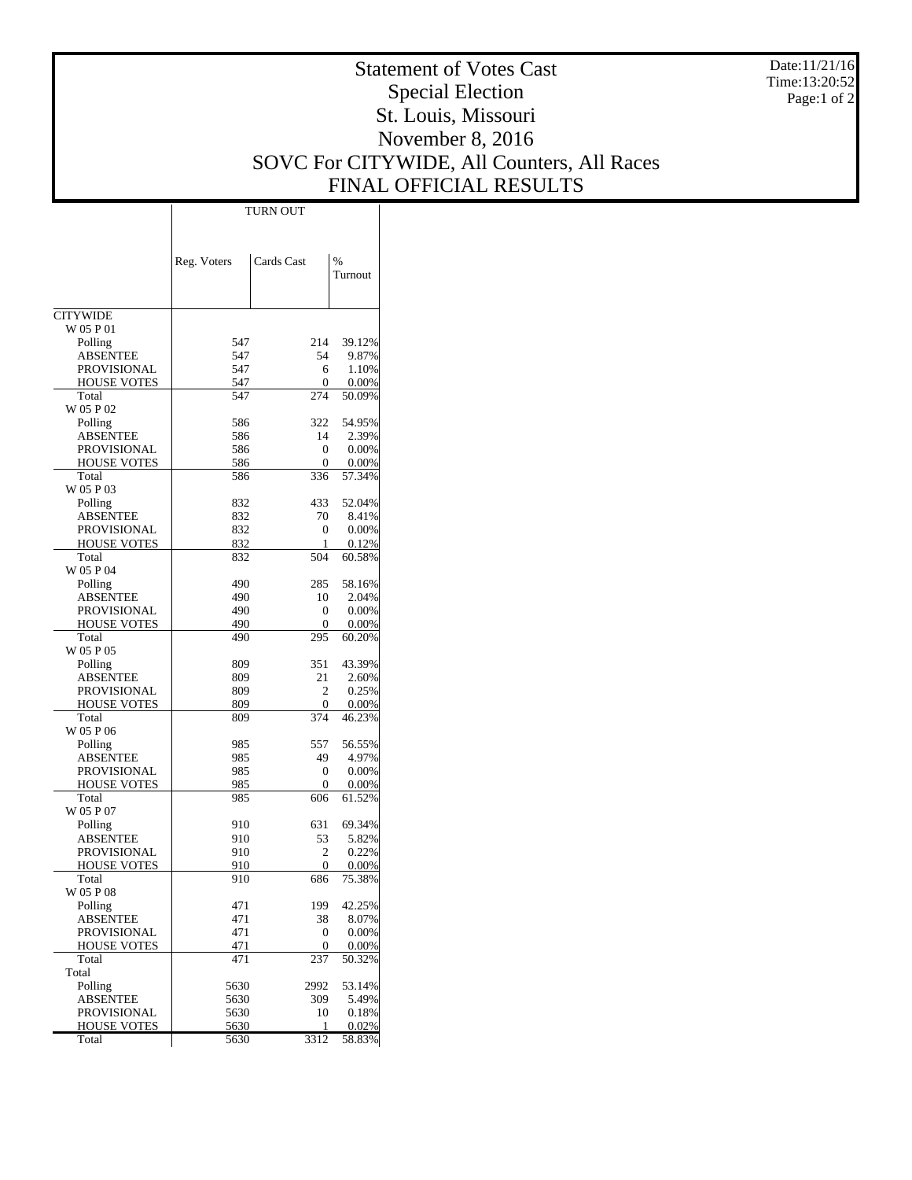# Statement of Votes Cast
## Special Election
## St. Louis, Missouri
## November 8, 2016
## SOVC For CITYWIDE, All Counters, All Races
## FINAL OFFICIAL RESULTS

Date:11/21/16
Time:13:20:52

| | TURN OUT | | |
|---|---|---|---|
| | Reg. Voters | Cards Cast | % Turnout |
| **CITYWIDE** | | | |
| W 05 P 01 | | | |
| Polling | 547 | 214 | 39.12% |
| ABSENTEE | 547 | 54 | 9.87% |
| PROVISIONAL | 547 | 6 | 1.10% |
| HOUSE VOTES | 547 | 0 | 0.00% |
| Total | 547 | 274 | 50.09% |
| W 05 P 02 | | | |
| Polling | 586 | 322 | 54.95% |
| ABSENTEE | 586 | 14 | 2.39% |
| PROVISIONAL | 586 | 0 | 0.00% |
| HOUSE VOTES | 586 | 0 | 0.00% |
| Total | 586 | 336 | 57.34% |
| W 05 P 03 | | | |
| Polling | 832 | 433 | 52.04% |
| ABSENTEE | 832 | 70 | 8.41% |
| PROVISIONAL | 832 | 0 | 0.00% |
| HOUSE VOTES | 832 | 1 | 0.12% |
| Total | 832 | 504 | 60.58% |
| W 05 P 04 | | | |
| Polling | 490 | 285 | 58.16% |
| ABSENTEE | 490 | 10 | 2.04% |
| PROVISIONAL | 490 | 0 | 0.00% |
| HOUSE VOTES | 490 | 0 | 0.00% |
| Total | 490 | 295 | 60.20% |
| W 05 P 05 | | | |
| Polling | 809 | 351 | 43.39% |
| ABSENTEE | 809 | 21 | 2.60% |
| PROVISIONAL | 809 | 2 | 0.25% |
| HOUSE VOTES | 809 | 0 | 0.00% |
| Total | 809 | 374 | 46.23% |
| W 05 P 06 | | | |
| Polling | 985 | 557 | 56.55% |
| ABSENTEE | 985 | 49 | 4.97% |
| PROVISIONAL | 985 | 0 | 0.00% |
| HOUSE VOTES | 985 | 0 | 0.00% |
| Total | 985 | 606 | 61.52% |
| W 05 P 07 | | | |
| Polling | 910 | 631 | 69.34% |
| ABSENTEE | 910 | 53 | 5.82% |
| PROVISIONAL | 910 | 2 | 0.22% |
| HOUSE VOTES | 910 | 0 | 0.00% |
| Total | 910 | 686 | 75.38% |
| W 05 P 08 | | | |
| Polling | 471 | 199 | 42.25% |
| ABSENTEE | 471 | 38 | 8.07% |
| PROVISIONAL | 471 | 0 | 0.00% |
| HOUSE VOTES | 471 | 0 | 0.00% |
| Total | 471 | 237 | 50.32% |
| Total | | | |
| Polling | 5630 | 2992 | 53.14% |
| ABSENTEE | 5630 | 309 | 5.49% |
| PROVISIONAL | 5630 | 10 | 0.18% |
| HOUSE VOTES | 5630 | 1 | 0.02% |
| Total | 5630 | 3312 | 58.83% |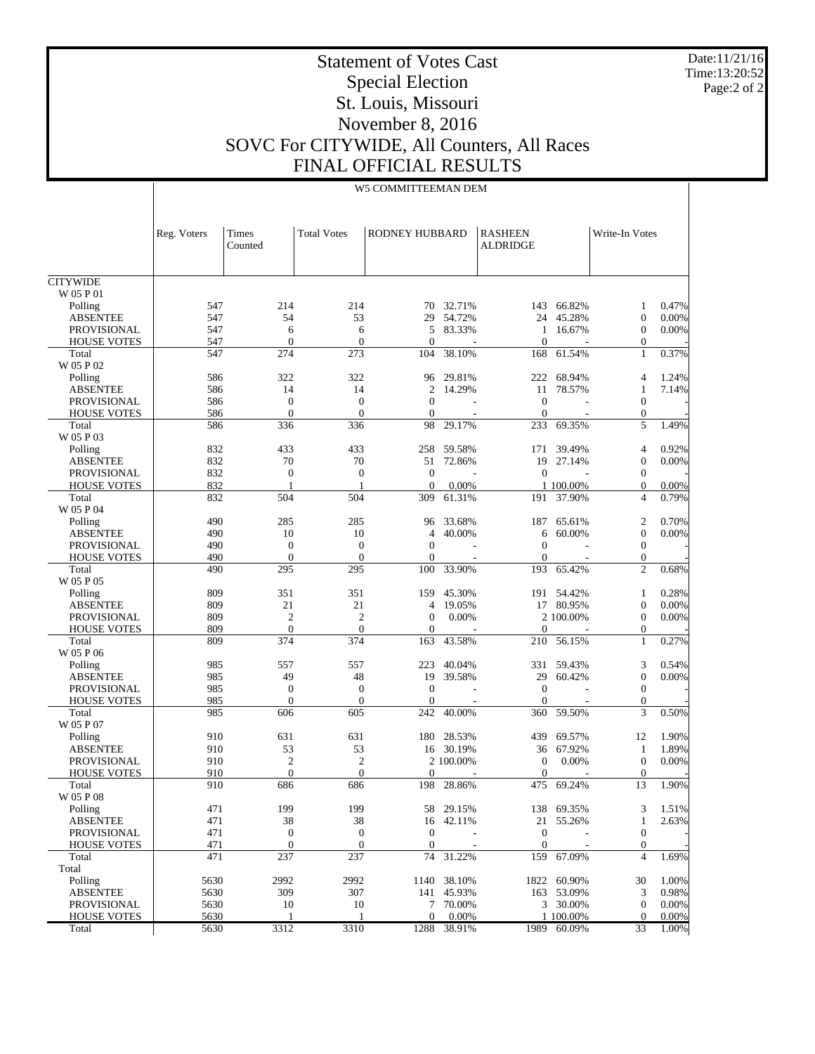# Statement of Votes Cast
## Special Election
## St. Louis, Missouri
## November 8, 2016
## SOVC For CITYWIDE, All Counters, All Races
## FINAL OFFICIAL RESULTS

Date:11/21/16
Time:13:20:52

### W5 COMMITTEEMAN DEM

| | Reg. Voters | Times Counted | Total Votes | RODNEY HUBBARD | | RASHEEN ALDRIDGE | | Write-In Votes | |
|---|---|---|---|---|---|---|---|---|---|
| CITYWIDE | | | | | | | | | |
| W 05 P 01 | | | | | | | | | |
| Polling | 547 | 214 | 214 | 70 | 32.71% | 143 | 66.82% | 1 | 0.47% |
| ABSENTEE | 547 | 54 | 53 | 29 | 54.72% | 24 | 45.28% | 0 | 0.00% |
| PROVISIONAL | 547 | 6 | 6 | 5 | 83.33% | 1 | 16.67% | 0 | 0.00% |
| HOUSE VOTES | 547 | 0 | 0 | 0 | - | 0 | - | 0 | - |
| Total | 547 | 274 | 273 | 104 | 38.10% | 168 | 61.54% | 1 | 0.37% |
| W 05 P 02 | | | | | | | | | |
| Polling | 586 | 322 | 322 | 96 | 29.81% | 222 | 68.94% | 4 | 1.24% |
| ABSENTEE | 586 | 14 | 14 | 2 | 14.29% | 11 | 78.57% | 1 | 7.14% |
| PROVISIONAL | 586 | 0 | 0 | 0 | - | 0 | - | 0 | - |
| HOUSE VOTES | 586 | 0 | 0 | 0 | - | 0 | - | 0 | - |
| Total | 586 | 336 | 336 | 98 | 29.17% | 233 | 69.35% | 5 | 1.49% |
| W 05 P 03 | | | | | | | | | |
| Polling | 832 | 433 | 433 | 258 | 59.58% | 171 | 39.49% | 4 | 0.92% |
| ABSENTEE | 832 | 70 | 70 | 51 | 72.86% | 19 | 27.14% | 0 | 0.00% |
| PROVISIONAL | 832 | 0 | 0 | 0 | - | 0 | - | 0 | - |
| HOUSE VOTES | 832 | 1 | 1 | 0 | 0.00% | 1 | 100.00% | 0 | 0.00% |
| Total | 832 | 504 | 504 | 309 | 61.31% | 191 | 37.90% | 4 | 0.79% |
| W 05 P 04 | | | | | | | | | |
| Polling | 490 | 285 | 285 | 96 | 33.68% | 187 | 65.61% | 2 | 0.70% |
| ABSENTEE | 490 | 10 | 10 | 4 | 40.00% | 6 | 60.00% | 0 | 0.00% |
| PROVISIONAL | 490 | 0 | 0 | 0 | - | 0 | - | 0 | - |
| HOUSE VOTES | 490 | 0 | 0 | 0 | - | 0 | - | 0 | - |
| Total | 490 | 295 | 295 | 100 | 33.90% | 193 | 65.42% | 2 | 0.68% |
| W 05 P 05 | | | | | | | | | |
| Polling | 809 | 351 | 351 | 159 | 45.30% | 191 | 54.42% | 1 | 0.28% |
| ABSENTEE | 809 | 21 | 21 | 4 | 19.05% | 17 | 80.95% | 0 | 0.00% |
| PROVISIONAL | 809 | 2 | 2 | 0 | 0.00% | 2 | 100.00% | 0 | 0.00% |
| HOUSE VOTES | 809 | 0 | 0 | 0 | - | 0 | - | 0 | - |
| Total | 809 | 374 | 374 | 163 | 43.58% | 210 | 56.15% | 1 | 0.27% |
| W 05 P 06 | | | | | | | | | |
| Polling | 985 | 557 | 557 | 223 | 40.04% | 331 | 59.43% | 3 | 0.54% |
| ABSENTEE | 985 | 49 | 48 | 19 | 39.58% | 29 | 60.42% | 0 | 0.00% |
| PROVISIONAL | 985 | 0 | 0 | 0 | - | 0 | - | 0 | - |
| HOUSE VOTES | 985 | 0 | 0 | 0 | - | 0 | - | 0 | - |
| Total | 985 | 606 | 605 | 242 | 40.00% | 360 | 59.50% | 3 | 0.50% |
| W 05 P 07 | | | | | | | | | |
| Polling | 910 | 631 | 631 | 180 | 28.53% | 439 | 69.57% | 12 | 1.90% |
| ABSENTEE | 910 | 53 | 53 | 16 | 30.19% | 36 | 67.92% | 1 | 1.89% |
| PROVISIONAL | 910 | 2 | 2 | 2 | 100.00% | 0 | 0.00% | 0 | 0.00% |
| HOUSE VOTES | 910 | 0 | 0 | 0 | - | 0 | - | 0 | - |
| Total | 910 | 686 | 686 | 198 | 28.86% | 475 | 69.24% | 13 | 1.90% |
| W 05 P 08 | | | | | | | | | |
| Polling | 471 | 199 | 199 | 58 | 29.15% | 138 | 69.35% | 3 | 1.51% |
| ABSENTEE | 471 | 38 | 38 | 16 | 42.11% | 21 | 55.26% | 1 | 2.63% |
| PROVISIONAL | 471 | 0 | 0 | 0 | - | 0 | - | 0 | - |
| HOUSE VOTES | 471 | 0 | 0 | 0 | - | 0 | - | 0 | - |
| Total | 471 | 237 | 237 | 74 | 31.22% | 159 | 67.09% | 4 | 1.69% |
| Total | | | | | | | | | |
| Polling | 5630 | 2992 | 2992 | 1140 | 38.10% | 1822 | 60.90% | 30 | 1.00% |
| ABSENTEE | 5630 | 309 | 307 | 141 | 45.93% | 163 | 53.09% | 3 | 0.98% |
| PROVISIONAL | 5630 | 10 | 10 | 7 | 70.00% | 3 | 30.00% | 0 | 0.00% |
| HOUSE VOTES | 5630 | 1 | 1 | 0 | 0.00% | 1 | 100.00% | 0 | 0.00% |
| Total | 5630 | 3312 | 3310 | 1288 | 38.91% | 1989 | 60.09% | 33 | 1.00% |